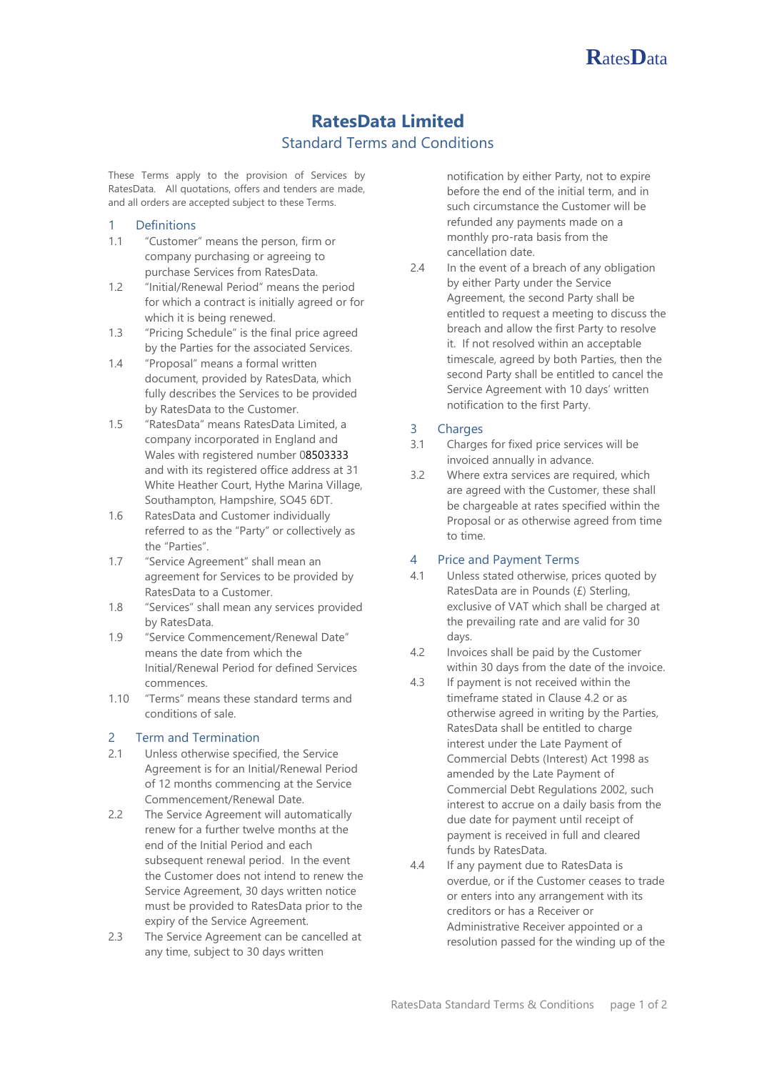# RatesData Limited

## Standard Terms and Conditions

These Terms apply to the provision of Services by RatesData. All quotations, offers and tenders are made, and all orders are accepted subject to these Terms.

### 1 Definitions

1.1 "Customer" means the person, firm or company purchasing or agreeing to purchase Services from RatesData.

1.2 "Initial/Renewal Period" means the period for which a contract is initially agreed or for which it is being renewed.

1.3 "Pricing Schedule" is the final price agreed by the Parties for the associated Services.

1.4 "Proposal" means a formal written document, provided by RatesData, which fully describes the Services to be provided by RatesData to the Customer.

1.5 "RatesData" means RatesData Limited, a company incorporated in England and Wales with registered number 08503333 and with its registered office address at 31 White Heather Court, Hythe Marina Village, Southampton, Hampshire, SO45 6DT.

1.6 RatesData and Customer individually referred to as the "Party" or collectively as the "Parties".

1.7 "Service Agreement" shall mean an agreement for Services to be provided by RatesData to a Customer.

1.8 "Services" shall mean any services provided by RatesData.

1.9 "Service Commencement/Renewal Date" means the date from which the Initial/Renewal Period for defined Services commences.

1.10 "Terms" means these standard terms and conditions of sale.

### 2 Term and Termination

2.1 Unless otherwise specified, the Service Agreement is for an Initial/Renewal Period of 12 months commencing at the Service Commencement/Renewal Date.

2.2 The Service Agreement will automatically renew for a further twelve months at the end of the Initial Period and each subsequent renewal period. In the event the Customer does not intend to renew the Service Agreement, 30 days written notice must be provided to RatesData prior to the expiry of the Service Agreement.

2.3 The Service Agreement can be cancelled at any time, subject to 30 days written notification by either Party, not to expire before the end of the initial term, and in such circumstance the Customer will be refunded any payments made on a monthly pro-rata basis from the cancellation date.

2.4 In the event of a breach of any obligation by either Party under the Service Agreement, the second Party shall be entitled to request a meeting to discuss the breach and allow the first Party to resolve it. If not resolved within an acceptable timescale, agreed by both Parties, then the second Party shall be entitled to cancel the Service Agreement with 10 days' written notification to the first Party.

### 3 Charges

3.1 Charges for fixed price services will be invoiced annually in advance.

3.2 Where extra services are required, which are agreed with the Customer, these shall be chargeable at rates specified within the Proposal or as otherwise agreed from time to time.

### 4 Price and Payment Terms

4.1 Unless stated otherwise, prices quoted by RatesData are in Pounds (£) Sterling, exclusive of VAT which shall be charged at the prevailing rate and are valid for 30 days.

4.2 Invoices shall be paid by the Customer within 30 days from the date of the invoice.

4.3 If payment is not received within the timeframe stated in Clause 4.2 or as otherwise agreed in writing by the Parties, RatesData shall be entitled to charge interest under the Late Payment of Commercial Debts (Interest) Act 1998 as amended by the Late Payment of Commercial Debt Regulations 2002, such interest to accrue on a daily basis from the due date for payment until receipt of payment is received in full and cleared funds by RatesData.

4.4 If any payment due to RatesData is overdue, or if the Customer ceases to trade or enters into any arrangement with its creditors or has a Receiver or Administrative Receiver appointed or a resolution passed for the winding up of the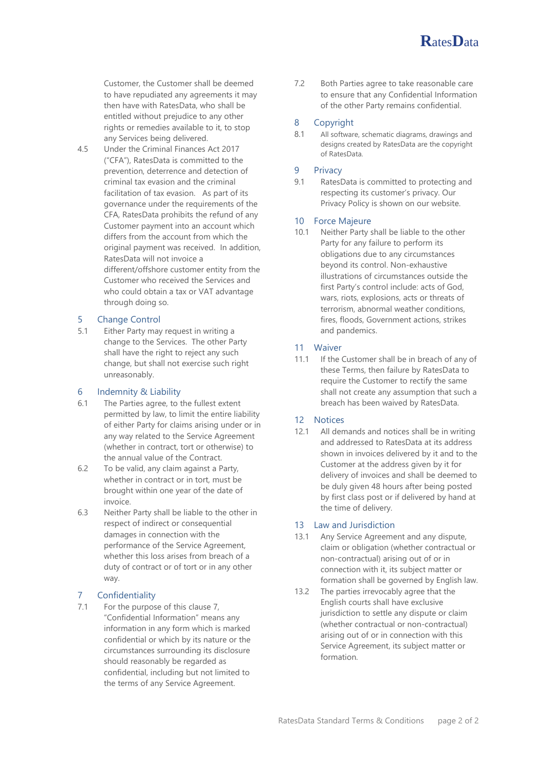Customer, the Customer shall be deemed to have repudiated any agreements it may then have with RatesData, who shall be entitled without prejudice to any other rights or remedies available to it, to stop any Services being delivered.

4.5 Under the Criminal Finances Act 2017 ("CFA"), RatesData is committed to the prevention, deterrence and detection of criminal tax evasion and the criminal facilitation of tax evasion. As part of its governance under the requirements of the CFA, RatesData prohibits the refund of any Customer payment into an account which differs from the account from which the original payment was received. In addition, RatesData will not invoice a different/offshore customer entity from the Customer who received the Services and who could obtain a tax or VAT advantage through doing so.

## 5 Change Control

5.1 Either Party may request in writing a change to the Services. The other Party shall have the right to reject any such change, but shall not exercise such right unreasonably.

## 6 Indemnity & Liability

6.1 The Parties agree, to the fullest extent permitted by law, to limit the entire liability of either Party for claims arising under or in any way related to the Service Agreement (whether in contract, tort or otherwise) to the annual value of the Contract.

6.2 To be valid, any claim against a Party, whether in contract or in tort, must be brought within one year of the date of invoice.

6.3 Neither Party shall be liable to the other in respect of indirect or consequential damages in connection with the performance of the Service Agreement, whether this loss arises from breach of a duty of contract or of tort or in any other way.

## 7 Confidentiality

7.1 For the purpose of this clause 7, "Confidential Information" means any information in any form which is marked confidential or which by its nature or the circumstances surrounding its disclosure should reasonably be regarded as confidential, including but not limited to the terms of any Service Agreement.

7.2 Both Parties agree to take reasonable care to ensure that any Confidential Information of the other Party remains confidential.

## 8 Copyright

8.1 All software, schematic diagrams, drawings and designs created by RatesData are the copyright of RatesData.

## 9 Privacy

9.1 RatesData is committed to protecting and respecting its customer's privacy. Our Privacy Policy is shown on our website.

## 10 Force Majeure

10.1 Neither Party shall be liable to the other Party for any failure to perform its obligations due to any circumstances beyond its control. Non-exhaustive illustrations of circumstances outside the first Party's control include: acts of God, wars, riots, explosions, acts or threats of terrorism, abnormal weather conditions, fires, floods, Government actions, strikes and pandemics.

## 11 Waiver

11.1 If the Customer shall be in breach of any of these Terms, then failure by RatesData to require the Customer to rectify the same shall not create any assumption that such a breach has been waived by RatesData.

## 12 Notices

12.1 All demands and notices shall be in writing and addressed to RatesData at its address shown in invoices delivered by it and to the Customer at the address given by it for delivery of invoices and shall be deemed to be duly given 48 hours after being posted by first class post or if delivered by hand at the time of delivery.

## 13 Law and Jurisdiction

13.1 Any Service Agreement and any dispute, claim or obligation (whether contractual or non-contractual) arising out of or in connection with it, its subject matter or formation shall be governed by English law.

13.2 The parties irrevocably agree that the English courts shall have exclusive jurisdiction to settle any dispute or claim (whether contractual or non-contractual) arising out of or in connection with this Service Agreement, its subject matter or formation.